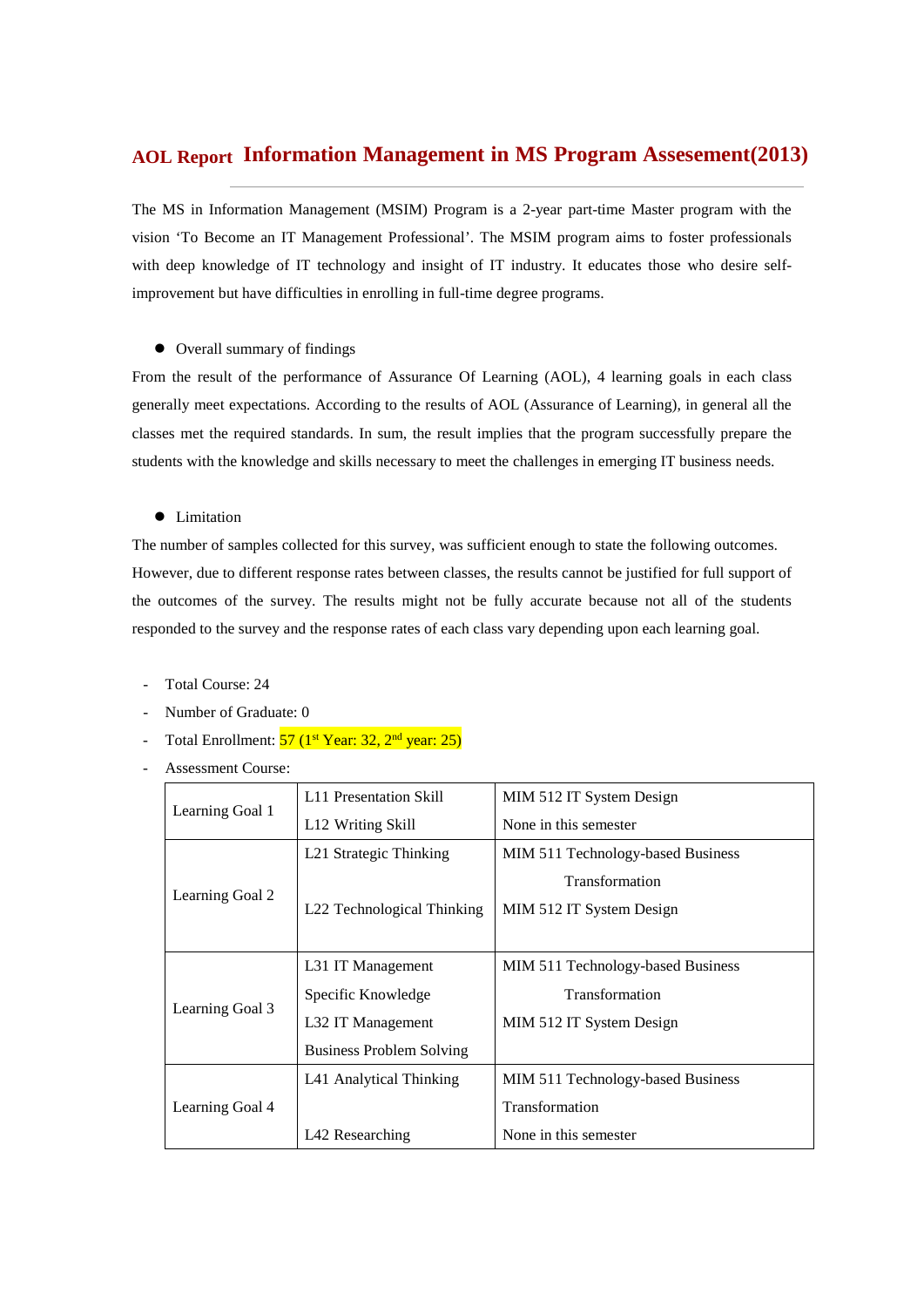# AOL Report Information Management in MS Program Assesement(2013)

The MS in Information Management (MSIM) Program is a 2-year part-time Master program with the vision 'To Become an IT Management Professional'. The MSIM program aims to foster professionals with deep knowledge of IT technology and insight of IT industry. It educates those who desire self-improvement but have difficulties in enrolling in full-time degree programs.

- Overall summary of findings

From the result of the performance of Assurance Of Learning (AOL), 4 learning goals in each class generally meet expectations. According to the results of AOL (Assurance of Learning), in general all the classes met the required standards. In sum, the result implies that the program successfully prepare the students with the knowledge and skills necessary to meet the challenges in emerging IT business needs.

- Limitation

The number of samples collected for this survey, was sufficient enough to state the following outcomes. However, due to different response rates between classes, the results cannot be justified for full support of the outcomes of the survey. The results might not be fully accurate because not all of the students responded to the survey and the response rates of each class vary depending upon each learning goal.

- Total Course: 24
- Number of Graduate: 0
- Total Enrollment: 57 (1st Year: 32, 2nd year: 25)
- Assessment Course:

| | | |
|---|---|---|
| Learning Goal 1 | L11 Presentation Skill<br>L12 Writing Skill | MIM 512 IT System Design<br>None in this semester |
| Learning Goal 2 | L21 Strategic Thinking<br>L22 Technological Thinking | MIM 511 Technology-based Business Transformation<br>MIM 512 IT System Design |
| Learning Goal 3 | L31 IT Management Specific Knowledge<br>L32 IT Management Business Problem Solving | MIM 511 Technology-based Business Transformation<br>MIM 512 IT System Design |
| Learning Goal 4 | L41 Analytical Thinking<br>L42 Researching | MIM 511 Technology-based Business Transformation<br>None in this semester |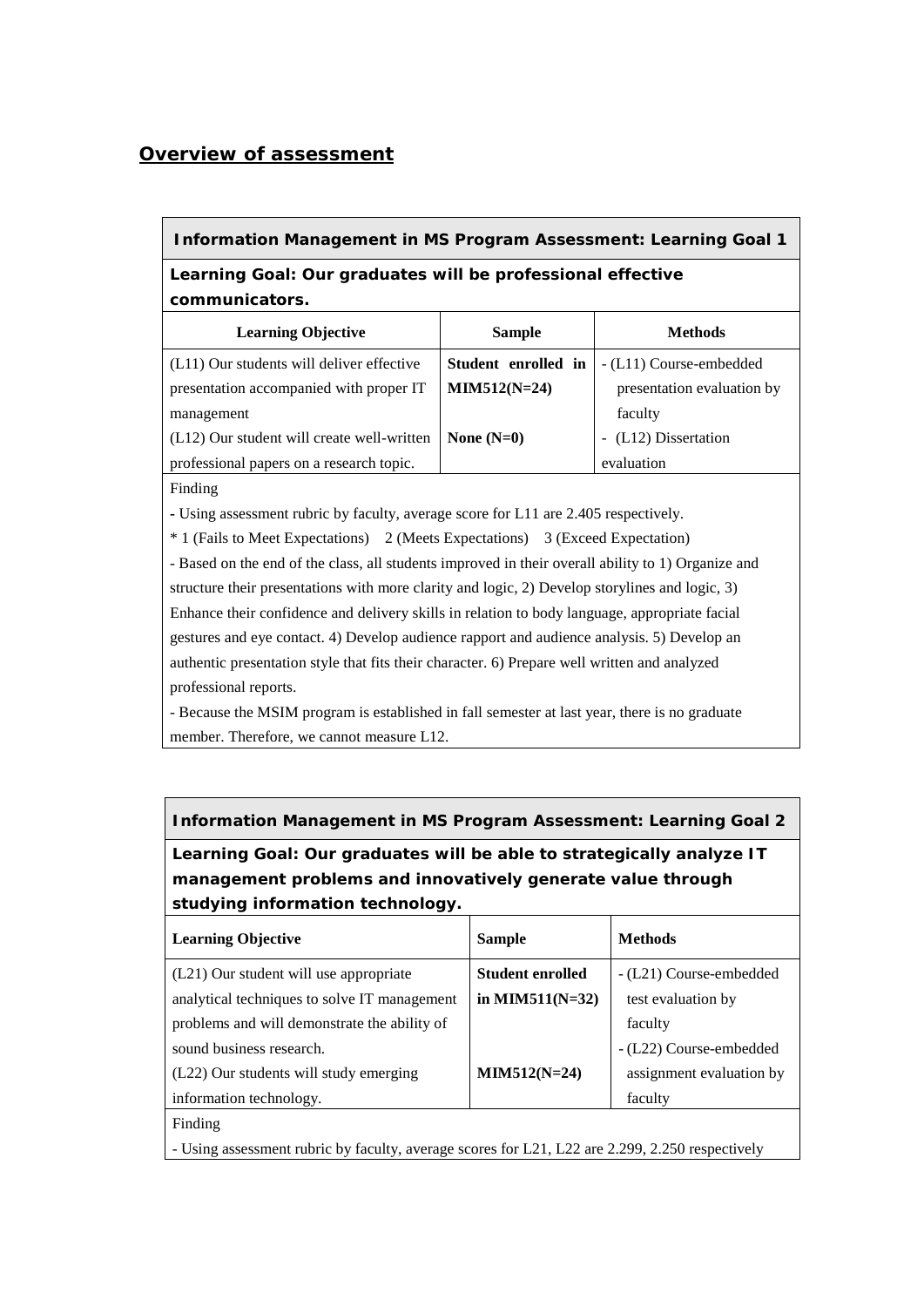## Overview of assessment

| **Information Management in MS Program Assessment: Learning Goal 1** | | |
|---|---|---|
| **Learning Goal: Our graduates will be professional effective communicators.** | | |
| **Learning Objective** | **Sample** | **Methods** |
| (L11) Our students will deliver effective presentation accompanied with proper IT management<br>(L12) Our student will create well-written professional papers on a research topic. | **Student enrolled in MIM512(N=24)**<br><br>**None (N=0)** | - (L11) Course-embedded presentation evaluation by faculty<br>- (L12) Dissertation evaluation |
| Finding<br>- Using assessment rubric by faculty, average score for L11 are 2.405 respectively.<br>* 1 (Fails to Meet Expectations) 2 (Meets Expectations) 3 (Exceed Expectation)<br>- Based on the end of the class, all students improved in their overall ability to 1) Organize and structure their presentations with more clarity and logic, 2) Develop storylines and logic, 3) Enhance their confidence and delivery skills in relation to body language, appropriate facial gestures and eye contact. 4) Develop audience rapport and audience analysis. 5) Develop an authentic presentation style that fits their character. 6) Prepare well written and analyzed professional reports.<br>- Because the MSIM program is established in fall semester at last year, there is no graduate member. Therefore, we cannot measure L12. | | |

| **Information Management in MS Program Assessment: Learning Goal 2** | | |
|---|---|---|
| **Learning Goal: Our graduates will be able to strategically analyze IT management problems and innovatively generate value through studying information technology.** | | |
| **Learning Objective** | **Sample** | **Methods** |
| (L21) Our student will use appropriate analytical techniques to solve IT management problems and will demonstrate the ability of sound business research.<br>(L22) Our students will study emerging information technology. | **Student enrolled in MIM511(N=32)**<br><br>**MIM512(N=24)** | - (L21) Course-embedded test evaluation by faculty<br>- (L22) Course-embedded assignment evaluation by faculty |
| Finding<br>- Using assessment rubric by faculty, average scores for L21, L22 are 2.299, 2.250 respectively | | |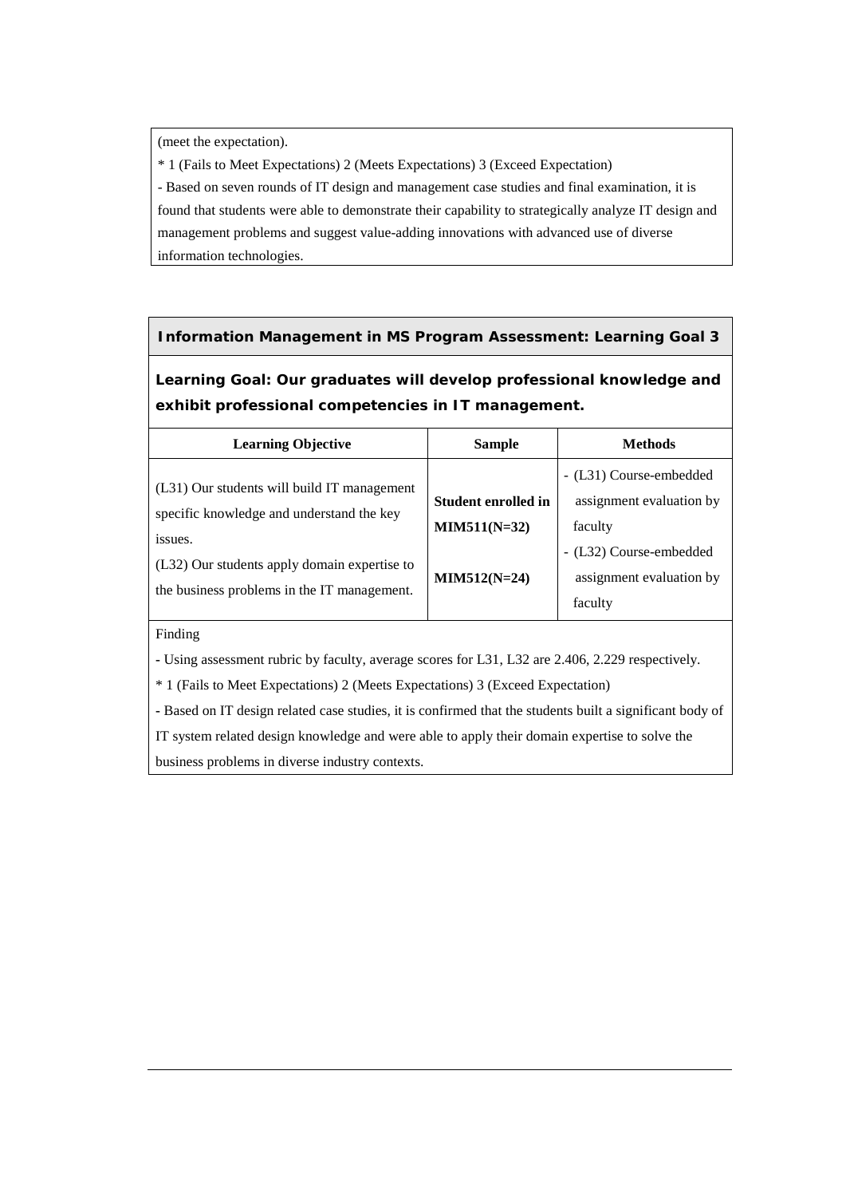(meet the expectation).

\* 1 (Fails to Meet Expectations) 2 (Meets Expectations) 3 (Exceed Expectation)

- Based on seven rounds of IT design and management case studies and final examination, it is found that students were able to demonstrate their capability to strategically analyze IT design and management problems and suggest value-adding innovations with advanced use of diverse information technologies.

**Information Management in MS Program Assessment: Learning Goal 3**

**Learning Goal: Our graduates will develop professional knowledge and exhibit professional competencies in IT management.**

| Learning Objective | Sample | Methods |
|---|---|---|
| (L31) Our students will build IT management specific knowledge and understand the key issues.<br>(L32) Our students apply domain expertise to the business problems in the IT management. | **Student enrolled in MIM511(N=32)**<br><br>**MIM512(N=24)** | - (L31) Course-embedded assignment evaluation by faculty<br>- (L32) Course-embedded assignment evaluation by faculty |

Finding

- Using assessment rubric by faculty, average scores for L31, L32 are 2.406, 2.229 respectively.

\* 1 (Fails to Meet Expectations) 2 (Meets Expectations) 3 (Exceed Expectation)

- Based on IT design related case studies, it is confirmed that the students built a significant body of IT system related design knowledge and were able to apply their domain expertise to solve the business problems in diverse industry contexts.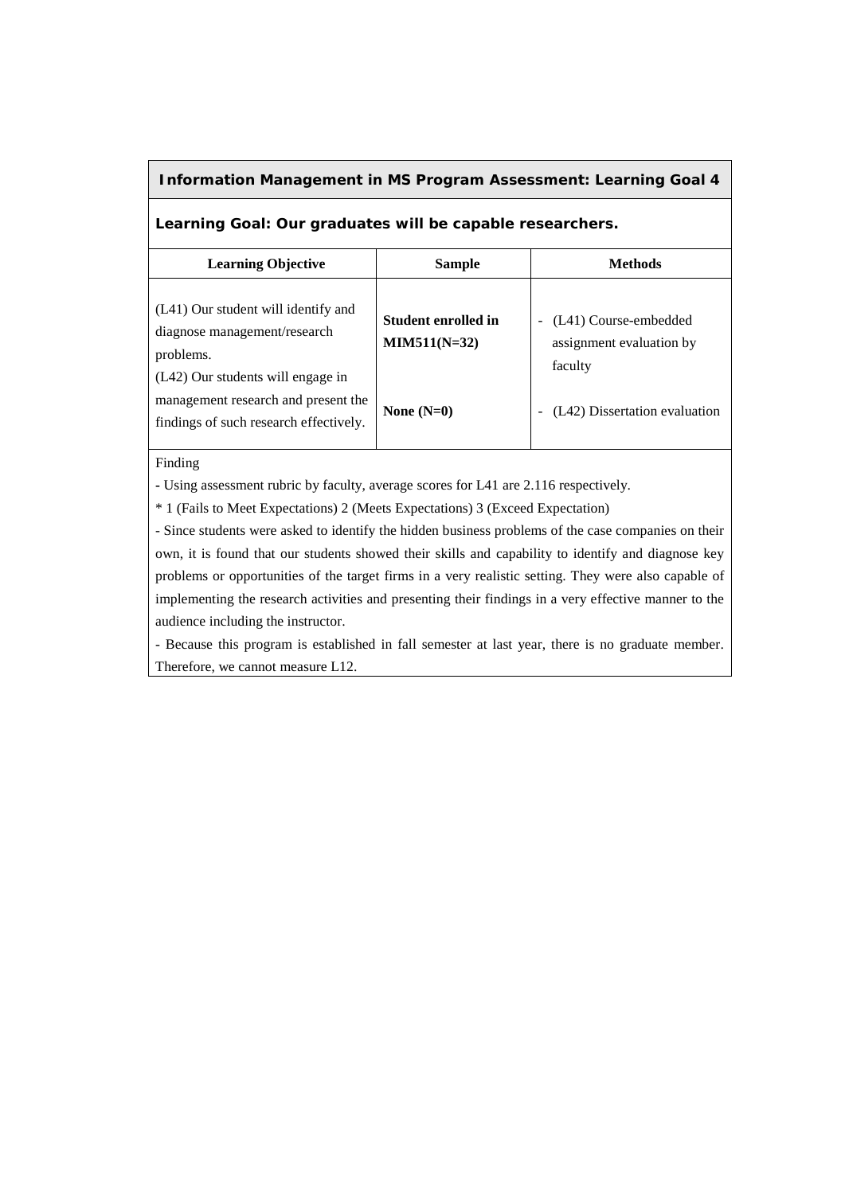**Information Management in MS Program Assessment: Learning Goal 4**

**Learning Goal: Our graduates will be capable researchers.**

| Learning Objective | Sample | Methods |
|---|---|---|
| (L41) Our student will identify and diagnose management/research problems. | **Student enrolled in MIM511(N=32)** | - (L41) Course-embedded assignment evaluation by faculty |
| (L42) Our students will engage in management research and present the findings of such research effectively. | **None (N=0)** | - (L42) Dissertation evaluation |

Finding

- Using assessment rubric by faculty, average scores for L41 are 2.116 respectively.

* 1 (Fails to Meet Expectations) 2 (Meets Expectations) 3 (Exceed Expectation)

- Since students were asked to identify the hidden business problems of the case companies on their own, it is found that our students showed their skills and capability to identify and diagnose key problems or opportunities of the target firms in a very realistic setting. They were also capable of implementing the research activities and presenting their findings in a very effective manner to the audience including the instructor.

- Because this program is established in fall semester at last year, there is no graduate member. Therefore, we cannot measure L12.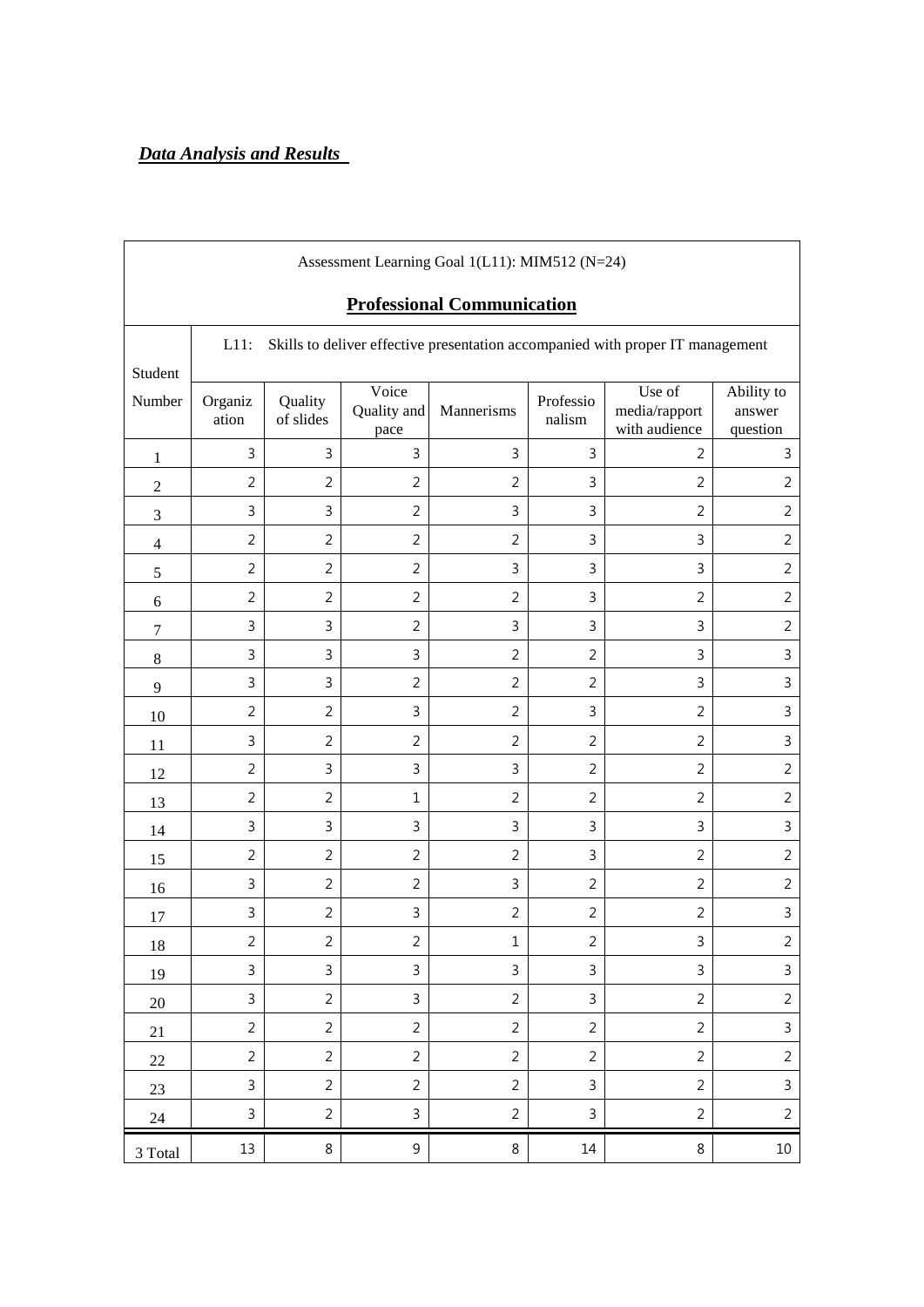***Data Analysis and Results***

| Assessment Learning Goal 1(L11): MIM512 (N=24) | | | | | | | |
|---|---|---|---|---|---|---|---|
| **Professional Communication** | | | | | | | |
| Student Number | L11: Skills to deliver effective presentation accompanied with proper IT management | | | | | | |
| | Organization | Quality of slides | Voice Quality and pace | Mannerisms | Professionalism | Use of media/rapport with audience | Ability to answer question |
| 1 | 3 | 3 | 3 | 3 | 3 | 2 | 3 |
| 2 | 2 | 2 | 2 | 2 | 3 | 2 | 2 |
| 3 | 3 | 3 | 2 | 3 | 3 | 2 | 2 |
| 4 | 2 | 2 | 2 | 2 | 3 | 3 | 2 |
| 5 | 2 | 2 | 2 | 3 | 3 | 3 | 2 |
| 6 | 2 | 2 | 2 | 2 | 3 | 2 | 2 |
| 7 | 3 | 3 | 2 | 3 | 3 | 3 | 2 |
| 8 | 3 | 3 | 3 | 2 | 2 | 3 | 3 |
| 9 | 3 | 3 | 2 | 2 | 2 | 3 | 3 |
| 10 | 2 | 2 | 3 | 2 | 3 | 2 | 3 |
| 11 | 3 | 2 | 2 | 2 | 2 | 2 | 3 |
| 12 | 2 | 3 | 3 | 3 | 2 | 2 | 2 |
| 13 | 2 | 2 | 1 | 2 | 2 | 2 | 2 |
| 14 | 3 | 3 | 3 | 3 | 3 | 3 | 3 |
| 15 | 2 | 2 | 2 | 2 | 3 | 2 | 2 |
| 16 | 3 | 2 | 2 | 3 | 2 | 2 | 2 |
| 17 | 3 | 2 | 3 | 2 | 2 | 2 | 3 |
| 18 | 2 | 2 | 2 | 1 | 2 | 3 | 2 |
| 19 | 3 | 3 | 3 | 3 | 3 | 3 | 3 |
| 20 | 3 | 2 | 3 | 2 | 3 | 2 | 2 |
| 21 | 2 | 2 | 2 | 2 | 2 | 2 | 3 |
| 22 | 2 | 2 | 2 | 2 | 2 | 2 | 2 |
| 23 | 3 | 2 | 2 | 2 | 3 | 2 | 3 |
| 24 | 3 | 2 | 3 | 2 | 3 | 2 | 2 |
| 3 Total | 13 | 8 | 9 | 8 | 14 | 8 | 10 |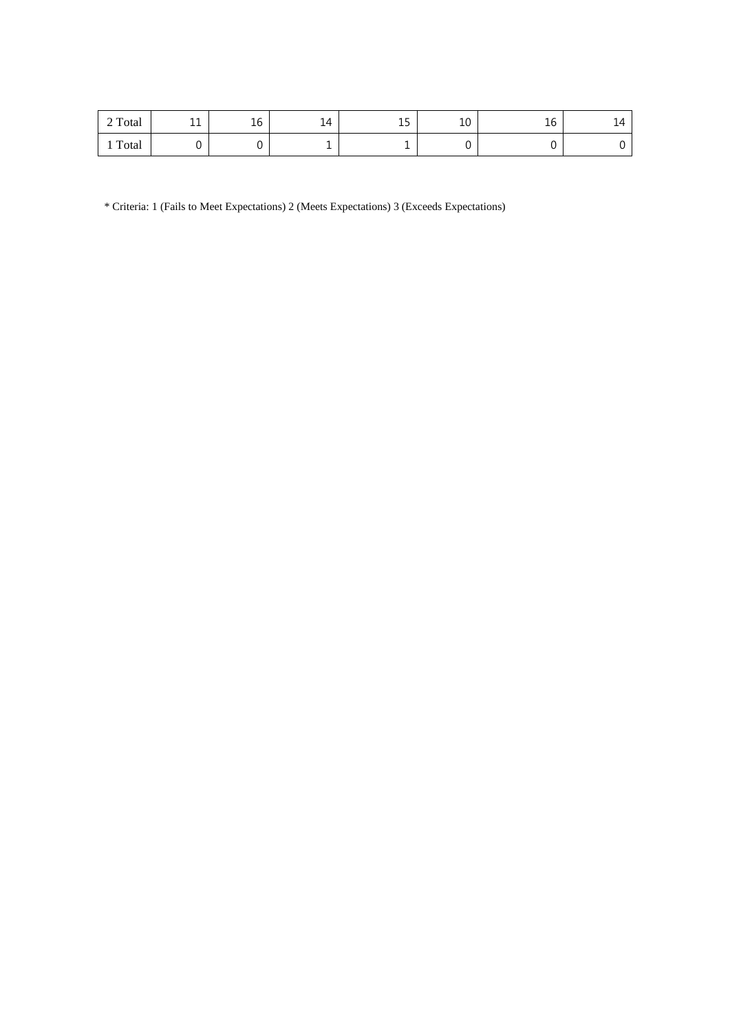| 2 Total | 11 | 16 | 14 | 15 | 10 | 16 | 14 |
|---|---|---|---|---|---|---|---|
| 1 Total | 0 | 0 | 1 | 1 | 0 | 0 | 0 |

* Criteria: 1 (Fails to Meet Expectations) 2 (Meets Expectations) 3 (Exceeds Expectations)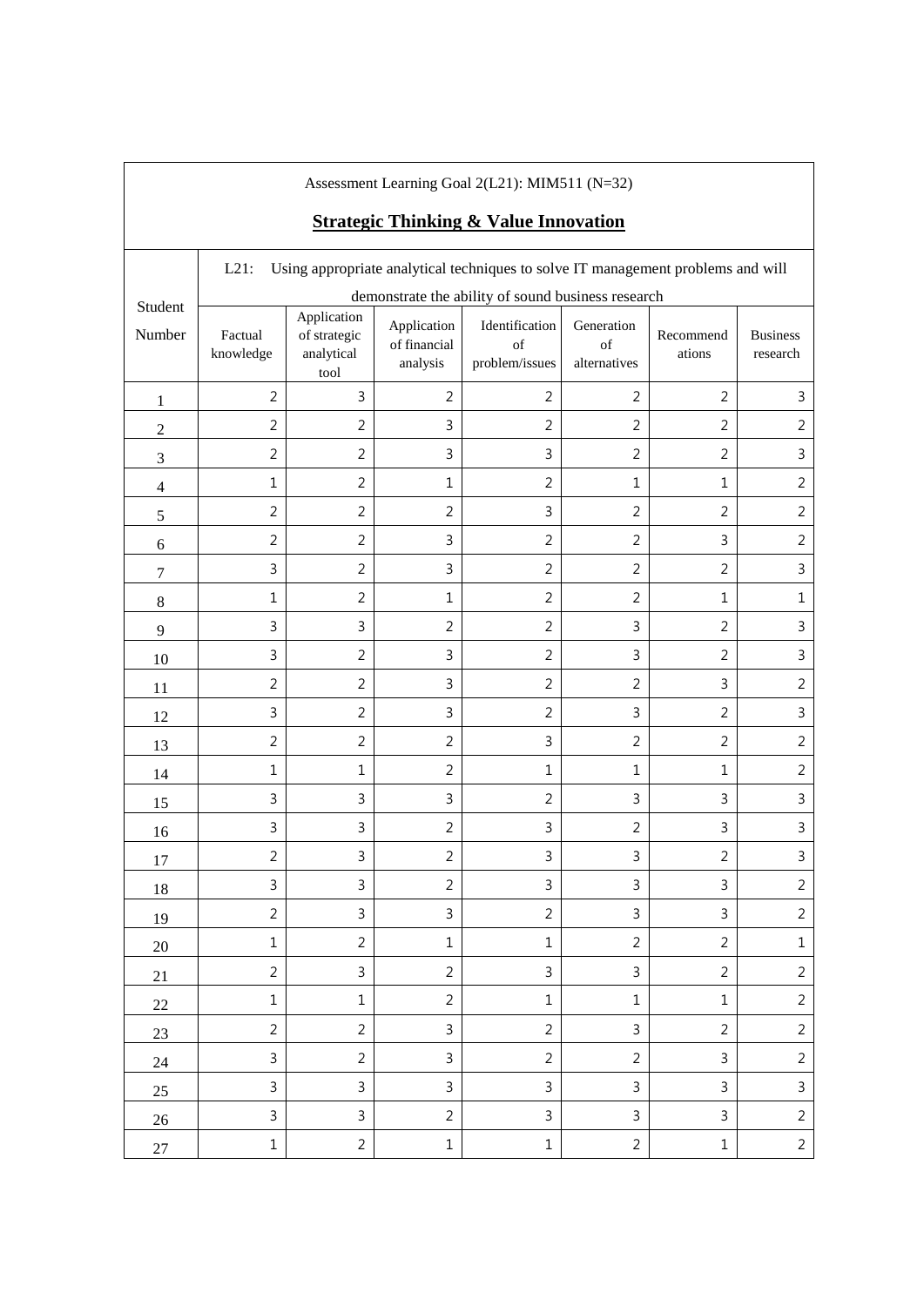Assessment Learning Goal 2(L21): MIM511 (N=32)

**Strategic Thinking & Value Innovation**

| Student Number | L21: Using appropriate analytical techniques to solve IT management problems and will demonstrate the ability of sound business research | | | | | | |
|---|---|---|---|---|---|---|---|
| | Factual knowledge | Application of strategic analytical tool | Application of financial analysis | Identification of problem/issues | Generation of alternatives | Recommendations | Business research |
| 1 | 2 | 3 | 2 | 2 | 2 | 2 | 3 |
| 2 | 2 | 2 | 3 | 2 | 2 | 2 | 2 |
| 3 | 2 | 2 | 3 | 3 | 2 | 2 | 3 |
| 4 | 1 | 2 | 1 | 2 | 1 | 1 | 2 |
| 5 | 2 | 2 | 2 | 3 | 2 | 2 | 2 |
| 6 | 2 | 2 | 3 | 2 | 2 | 3 | 2 |
| 7 | 3 | 2 | 3 | 2 | 2 | 2 | 3 |
| 8 | 1 | 2 | 1 | 2 | 2 | 1 | 1 |
| 9 | 3 | 3 | 2 | 2 | 3 | 2 | 3 |
| 10 | 3 | 2 | 3 | 2 | 3 | 2 | 3 |
| 11 | 2 | 2 | 3 | 2 | 2 | 3 | 2 |
| 12 | 3 | 2 | 3 | 2 | 3 | 2 | 3 |
| 13 | 2 | 2 | 2 | 3 | 2 | 2 | 2 |
| 14 | 1 | 1 | 2 | 1 | 1 | 1 | 2 |
| 15 | 3 | 3 | 3 | 2 | 3 | 3 | 3 |
| 16 | 3 | 3 | 2 | 3 | 2 | 3 | 3 |
| 17 | 2 | 3 | 2 | 3 | 3 | 2 | 3 |
| 18 | 3 | 3 | 2 | 3 | 3 | 3 | 2 |
| 19 | 2 | 3 | 3 | 2 | 3 | 3 | 2 |
| 20 | 1 | 2 | 1 | 1 | 2 | 2 | 1 |
| 21 | 2 | 3 | 2 | 3 | 3 | 2 | 2 |
| 22 | 1 | 1 | 2 | 1 | 1 | 1 | 2 |
| 23 | 2 | 2 | 3 | 2 | 3 | 2 | 2 |
| 24 | 3 | 2 | 3 | 2 | 2 | 3 | 2 |
| 25 | 3 | 3 | 3 | 3 | 3 | 3 | 3 |
| 26 | 3 | 3 | 2 | 3 | 3 | 3 | 2 |
| 27 | 1 | 2 | 1 | 1 | 2 | 1 | 2 |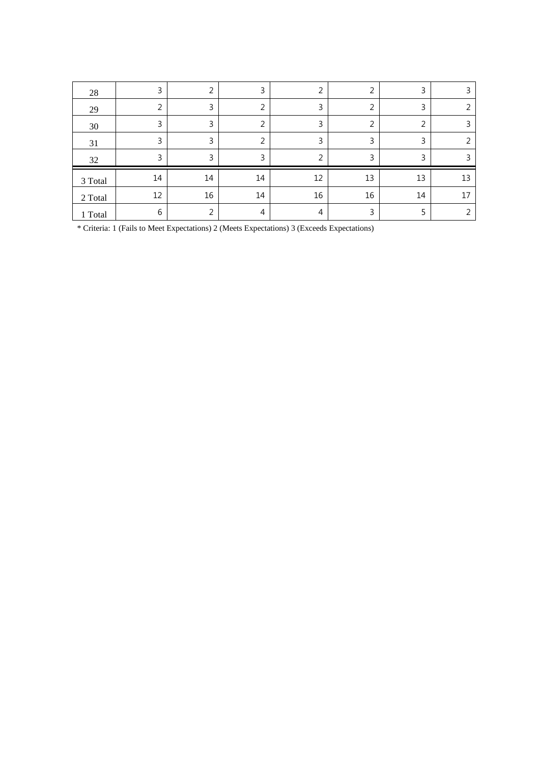| | | | | | | | |
|---|---|---|---|---|---|---|---|
| 28 | 3 | 2 | 3 | 2 | 2 | 3 | 3 |
| 29 | 2 | 3 | 2 | 3 | 2 | 3 | 2 |
| 30 | 3 | 3 | 2 | 3 | 2 | 2 | 3 |
| 31 | 3 | 3 | 2 | 3 | 3 | 3 | 2 |
| 32 | 3 | 3 | 3 | 2 | 3 | 3 | 3 |
| 3 Total | 14 | 14 | 14 | 12 | 13 | 13 | 13 |
| 2 Total | 12 | 16 | 14 | 16 | 16 | 14 | 17 |
| 1 Total | 6 | 2 | 4 | 4 | 3 | 5 | 2 |

* Criteria: 1 (Fails to Meet Expectations) 2 (Meets Expectations) 3 (Exceeds Expectations)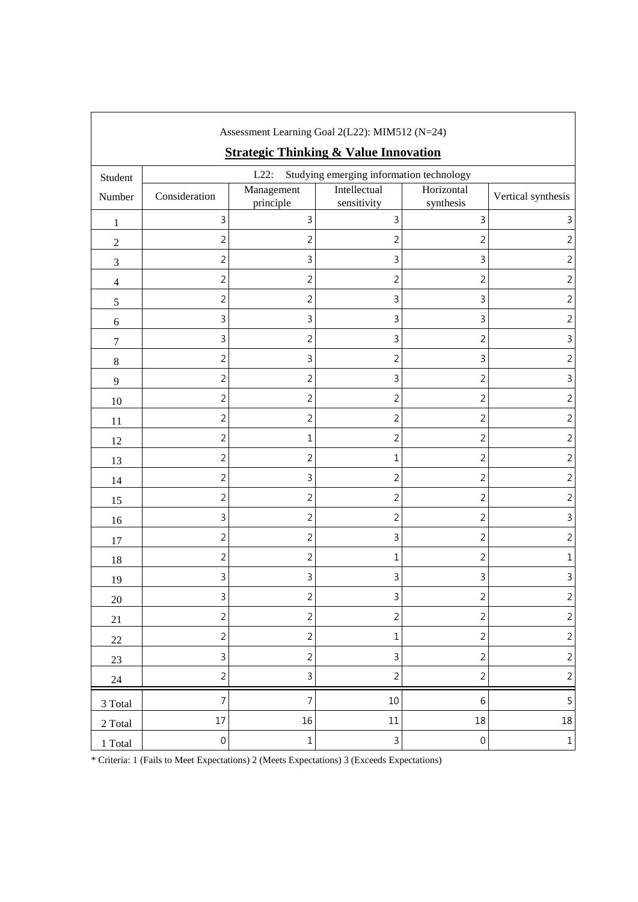Assessment Learning Goal 2(L22): MIM512 (N=24)

**Strategic Thinking & Value Innovation**

| Student Number | L22: Studying emerging information technology | | | | |
|---|---|---|---|---|---|
| | Consideration | Management principle | Intellectual sensitivity | Horizontal synthesis | Vertical synthesis |
| 1 | 3 | 3 | 3 | 3 | 3 |
| 2 | 2 | 2 | 2 | 2 | 2 |
| 3 | 2 | 3 | 3 | 3 | 2 |
| 4 | 2 | 2 | 2 | 2 | 2 |
| 5 | 2 | 2 | 3 | 3 | 2 |
| 6 | 3 | 3 | 3 | 3 | 2 |
| 7 | 3 | 2 | 3 | 2 | 3 |
| 8 | 2 | 3 | 2 | 3 | 2 |
| 9 | 2 | 2 | 3 | 2 | 3 |
| 10 | 2 | 2 | 2 | 2 | 2 |
| 11 | 2 | 2 | 2 | 2 | 2 |
| 12 | 2 | 1 | 2 | 2 | 2 |
| 13 | 2 | 2 | 1 | 2 | 2 |
| 14 | 2 | 3 | 2 | 2 | 2 |
| 15 | 2 | 2 | 2 | 2 | 2 |
| 16 | 3 | 2 | 2 | 2 | 3 |
| 17 | 2 | 2 | 3 | 2 | 2 |
| 18 | 2 | 2 | 1 | 2 | 1 |
| 19 | 3 | 3 | 3 | 3 | 3 |
| 20 | 3 | 2 | 3 | 2 | 2 |
| 21 | 2 | 2 | 2 | 2 | 2 |
| 22 | 2 | 2 | 1 | 2 | 2 |
| 23 | 3 | 2 | 3 | 2 | 2 |
| 24 | 2 | 3 | 2 | 2 | 2 |
| 3 Total | 7 | 7 | 10 | 6 | 5 |
| 2 Total | 17 | 16 | 11 | 18 | 18 |
| 1 Total | 0 | 1 | 3 | 0 | 1 |

* Criteria: 1 (Fails to Meet Expectations) 2 (Meets Expectations) 3 (Exceeds Expectations)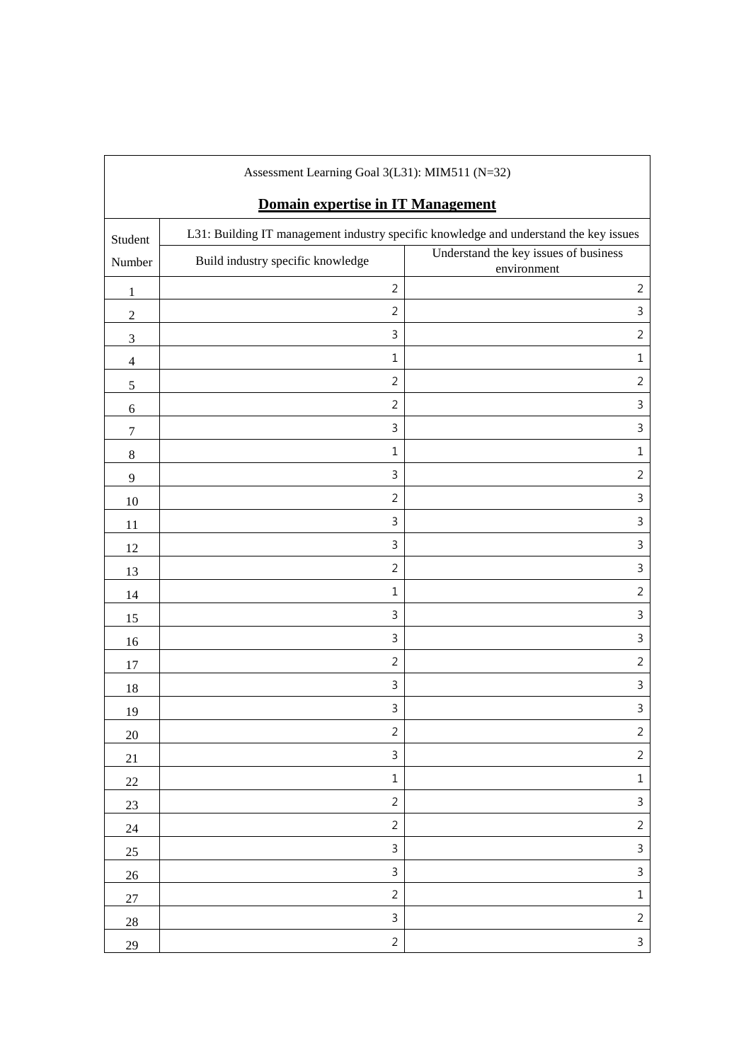| Assessment Learning Goal 3(L31): MIM511 (N=32)<br>**Domain expertise in IT Management** | | |
|---|---|---|
| Student Number | L31: Building IT management industry specific knowledge and understand the key issues | |
| | Build industry specific knowledge | Understand the key issues of business environment |
| 1 | 2 | 2 |
| 2 | 2 | 3 |
| 3 | 3 | 2 |
| 4 | 1 | 1 |
| 5 | 2 | 2 |
| 6 | 2 | 3 |
| 7 | 3 | 3 |
| 8 | 1 | 1 |
| 9 | 3 | 2 |
| 10 | 2 | 3 |
| 11 | 3 | 3 |
| 12 | 3 | 3 |
| 13 | 2 | 3 |
| 14 | 1 | 2 |
| 15 | 3 | 3 |
| 16 | 3 | 3 |
| 17 | 2 | 2 |
| 18 | 3 | 3 |
| 19 | 3 | 3 |
| 20 | 2 | 2 |
| 21 | 3 | 2 |
| 22 | 1 | 1 |
| 23 | 2 | 3 |
| 24 | 2 | 2 |
| 25 | 3 | 3 |
| 26 | 3 | 3 |
| 27 | 2 | 1 |
| 28 | 3 | 2 |
| 29 | 2 | 3 |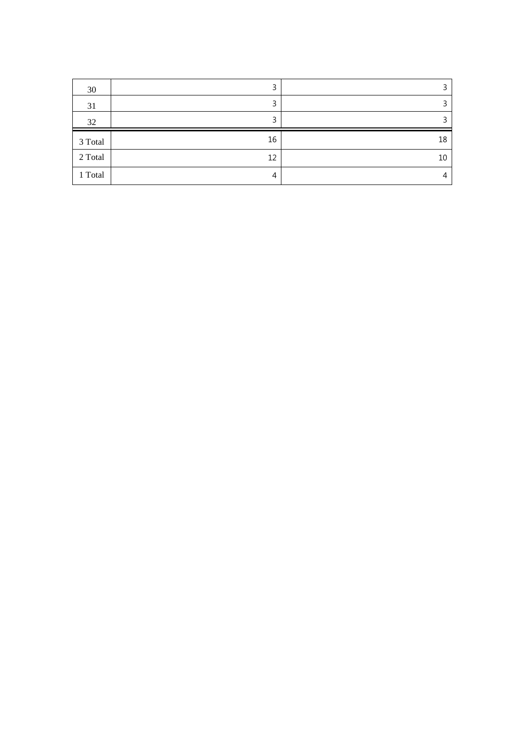| 30 | 3 | 3 |
|---|---|---|
| 31 | 3 | 3 |
| 32 | 3 | 3 |
| 3 Total | 16 | 18 |
| 2 Total | 12 | 10 |
| 1 Total | 4 | 4 |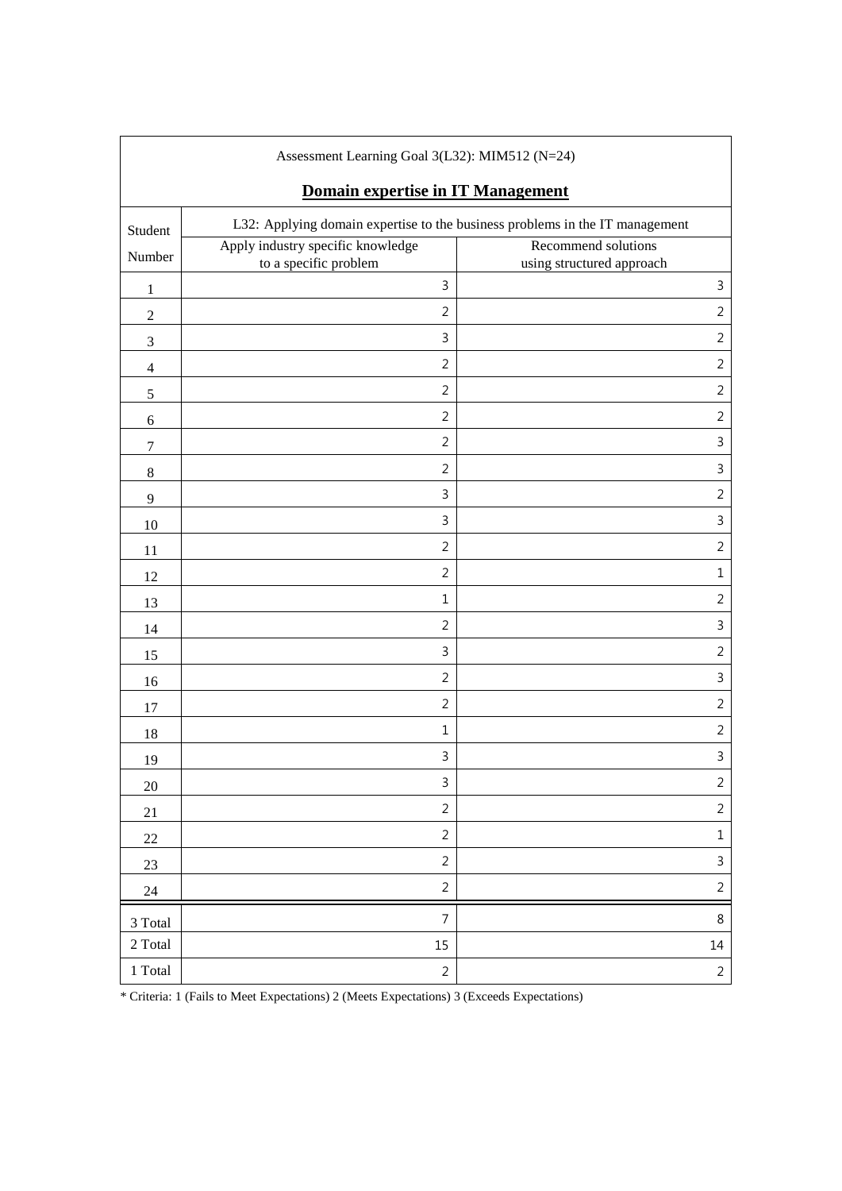Assessment Learning Goal 3(L32): MIM512 (N=24)

**Domain expertise in IT Management**

| Student Number | L32: Applying domain expertise to the business problems in the IT management | |
|---|---|---|
| | Apply industry specific knowledge to a specific problem | Recommend solutions using structured approach |
| 1 | 3 | 3 |
| 2 | 2 | 2 |
| 3 | 3 | 2 |
| 4 | 2 | 2 |
| 5 | 2 | 2 |
| 6 | 2 | 2 |
| 7 | 2 | 3 |
| 8 | 2 | 3 |
| 9 | 3 | 2 |
| 10 | 3 | 3 |
| 11 | 2 | 2 |
| 12 | 2 | 1 |
| 13 | 1 | 2 |
| 14 | 2 | 3 |
| 15 | 3 | 2 |
| 16 | 2 | 3 |
| 17 | 2 | 2 |
| 18 | 1 | 2 |
| 19 | 3 | 3 |
| 20 | 3 | 2 |
| 21 | 2 | 2 |
| 22 | 2 | 1 |
| 23 | 2 | 3 |
| 24 | 2 | 2 |
| 3 Total | 7 | 8 |
| 2 Total | 15 | 14 |
| 1 Total | 2 | 2 |

* Criteria: 1 (Fails to Meet Expectations) 2 (Meets Expectations) 3 (Exceeds Expectations)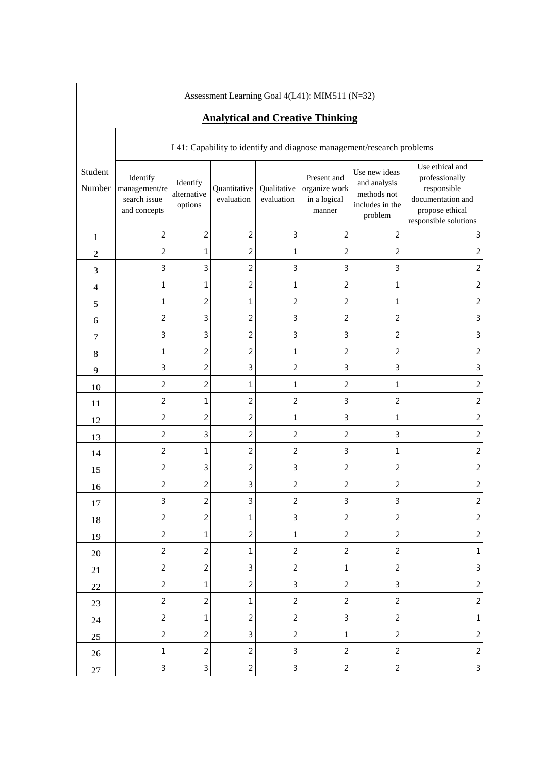| Assessment Learning Goal 4(L41): MIM511 (N=32) | | | | | | | |
|---|---|---|---|---|---|---|---|
| **Analytical and Creative Thinking** | | | | | | | |
| Student Number | L41: Capability to identify and diagnose management/research problems | | | | | | |
| | Identify management/research issue and concepts | Identify alternative options | Quantitative evaluation | Qualitative evaluation | Present and organize work in a logical manner | Use new ideas and analysis methods not includes in the problem | Use ethical and professionally responsible documentation and propose ethical responsible solutions |
| 1 | 2 | 2 | 2 | 3 | 2 | 2 | 3 |
| 2 | 2 | 1 | 2 | 1 | 2 | 2 | 2 |
| 3 | 3 | 3 | 2 | 3 | 3 | 3 | 2 |
| 4 | 1 | 1 | 2 | 1 | 2 | 1 | 2 |
| 5 | 1 | 2 | 1 | 2 | 2 | 1 | 2 |
| 6 | 2 | 3 | 2 | 3 | 2 | 2 | 3 |
| 7 | 3 | 3 | 2 | 3 | 3 | 2 | 3 |
| 8 | 1 | 2 | 2 | 1 | 2 | 2 | 2 |
| 9 | 3 | 2 | 3 | 2 | 3 | 3 | 3 |
| 10 | 2 | 2 | 1 | 1 | 2 | 1 | 2 |
| 11 | 2 | 1 | 2 | 2 | 3 | 2 | 2 |
| 12 | 2 | 2 | 2 | 1 | 3 | 1 | 2 |
| 13 | 2 | 3 | 2 | 2 | 2 | 3 | 2 |
| 14 | 2 | 1 | 2 | 2 | 3 | 1 | 2 |
| 15 | 2 | 3 | 2 | 3 | 2 | 2 | 2 |
| 16 | 2 | 2 | 3 | 2 | 2 | 2 | 2 |
| 17 | 3 | 2 | 3 | 2 | 3 | 3 | 2 |
| 18 | 2 | 2 | 1 | 3 | 2 | 2 | 2 |
| 19 | 2 | 1 | 2 | 1 | 2 | 2 | 2 |
| 20 | 2 | 2 | 1 | 2 | 2 | 2 | 1 |
| 21 | 2 | 2 | 3 | 2 | 1 | 2 | 3 |
| 22 | 2 | 1 | 2 | 3 | 2 | 3 | 2 |
| 23 | 2 | 2 | 1 | 2 | 2 | 2 | 2 |
| 24 | 2 | 1 | 2 | 2 | 3 | 2 | 1 |
| 25 | 2 | 2 | 3 | 2 | 1 | 2 | 2 |
| 26 | 1 | 2 | 2 | 3 | 2 | 2 | 2 |
| 27 | 3 | 3 | 2 | 3 | 2 | 2 | 3 |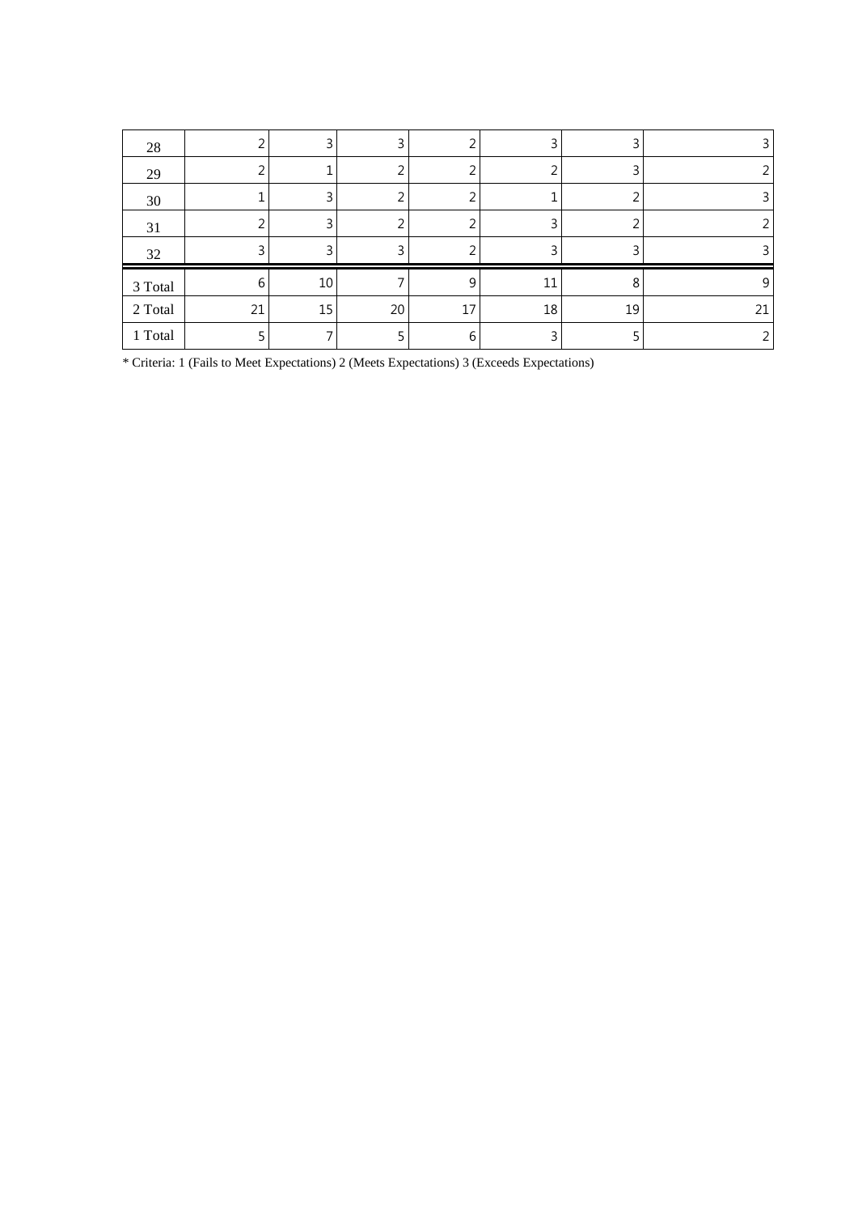| | | | | | | | |
|---|---|---|---|---|---|---|---|
| 28 | 2 | 3 | 3 | 2 | 3 | 3 | 3 |
| 29 | 2 | 1 | 2 | 2 | 2 | 3 | 2 |
| 30 | 1 | 3 | 2 | 2 | 1 | 2 | 3 |
| 31 | 2 | 3 | 2 | 2 | 3 | 2 | 2 |
| 32 | 3 | 3 | 3 | 2 | 3 | 3 | 3 |
| 3 Total | 6 | 10 | 7 | 9 | 11 | 8 | 9 |
| 2 Total | 21 | 15 | 20 | 17 | 18 | 19 | 21 |
| 1 Total | 5 | 7 | 5 | 6 | 3 | 5 | 2 |

* Criteria: 1 (Fails to Meet Expectations) 2 (Meets Expectations) 3 (Exceeds Expectations)